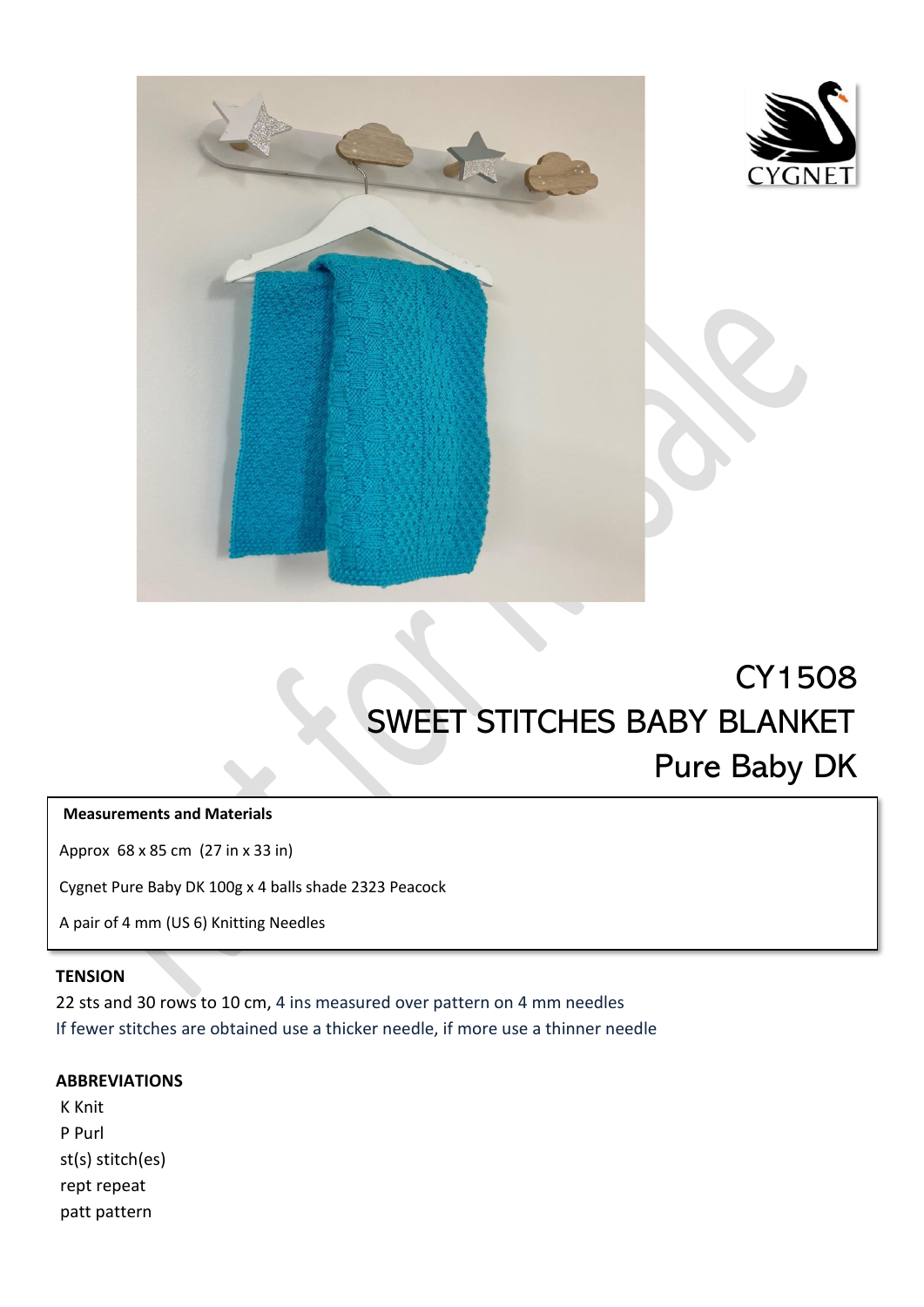# CY1508
# SWEET STITCHES BABY BLANKET
## Pure Baby DK

**Measurements and Materials**

Approx 68 x 85 cm (27 in x 33 in)

Cygnet Pure Baby DK 100g x 4 balls shade 2323 Peacock

A pair of 4 mm (US 6) Knitting Needles

**TENSION**

22 sts and 30 rows to 10 cm, 4 ins measured over pattern on 4 mm needles

If fewer stitches are obtained use a thicker needle, if more use a thinner needle

**ABBREVIATIONS**

K Knit
P Purl
st(s) stitch(es)
rept repeat
patt pattern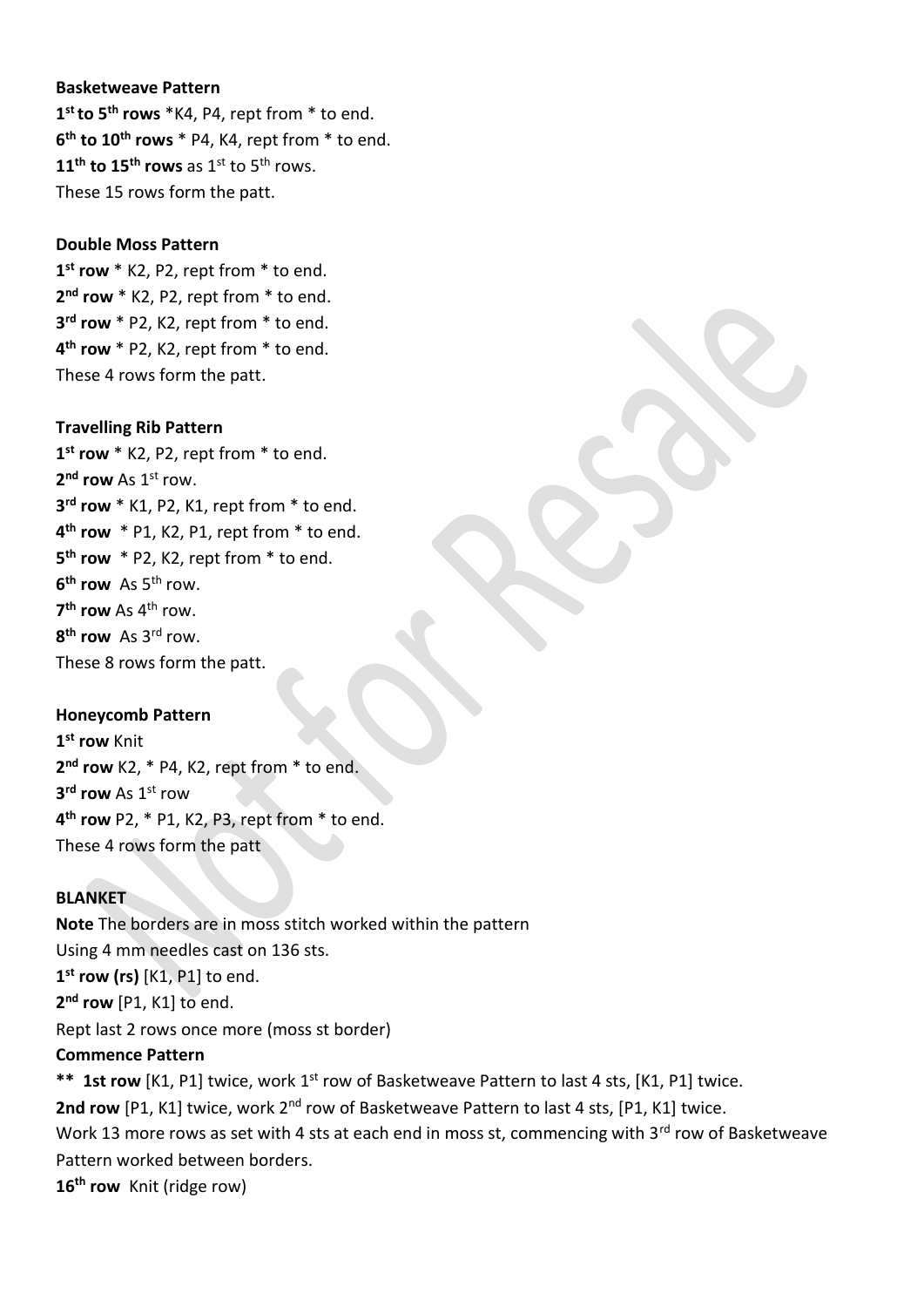**Basketweave Pattern**

**1st to 5th rows** *K4, P4, rept from * to end.

**6th to 10th rows** * P4, K4, rept from * to end.

**11th to 15th rows** as 1st to 5th rows.

These 15 rows form the patt.

**Double Moss Pattern**

**1st row** * K2, P2, rept from * to end.

**2nd row** * K2, P2, rept from * to end.

**3rd row** * P2, K2, rept from * to end.

**4th row** * P2, K2, rept from * to end.

These 4 rows form the patt.

**Travelling Rib Pattern**

**1st row** * K2, P2, rept from * to end.

**2nd row** As 1st row.

**3rd row** * K1, P2, K1, rept from * to end.

**4th row** * P1, K2, P1, rept from * to end.

**5th row** * P2, K2, rept from * to end.

**6th row** As 5th row.

**7th row** As 4th row.

**8th row** As 3rd row.

These 8 rows form the patt.

**Honeycomb Pattern**

**1st row** Knit

**2nd row** K2, * P4, K2, rept from * to end.

**3rd row** As 1st row

**4th row** P2, * P1, K2, P3, rept from * to end.

These 4 rows form the patt

**BLANKET**

**Note** The borders are in moss stitch worked within the pattern

Using 4 mm needles cast on 136 sts.

**1st row (rs)** [K1, P1] to end.

**2nd row** [P1, K1] to end.

Rept last 2 rows once more (moss st border)

**Commence Pattern**

**** 1st row** [K1, P1] twice, work 1st row of Basketweave Pattern to last 4 sts, [K1, P1] twice.

**2nd row** [P1, K1] twice, work 2nd row of Basketweave Pattern to last 4 sts, [P1, K1] twice.

Work 13 more rows as set with 4 sts at each end in moss st, commencing with 3rd row of Basketweave Pattern worked between borders.

**16th row** Knit (ridge row)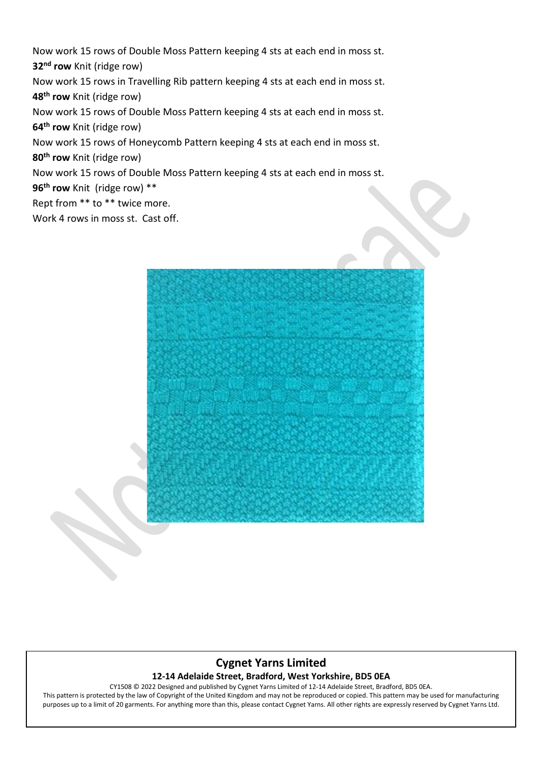Now work 15 rows of Double Moss Pattern keeping 4 sts at each end in moss st.

**32nd row** Knit (ridge row)

Now work 15 rows in Travelling Rib pattern keeping 4 sts at each end in moss st.

**48th row** Knit (ridge row)

Now work 15 rows of Double Moss Pattern keeping 4 sts at each end in moss st.

**64th row** Knit (ridge row)

Now work 15 rows of Honeycomb Pattern keeping 4 sts at each end in moss st.

**80th row** Knit (ridge row)

Now work 15 rows of Double Moss Pattern keeping 4 sts at each end in moss st.

**96th row** Knit (ridge row) **

Rept from ** to ** twice more.

Work 4 rows in moss st. Cast off.

## Cygnet Yarns Limited

**12-14 Adelaide Street, Bradford, West Yorkshire, BD5 0EA**

CY1508 © 2022 Designed and published by Cygnet Yarns Limited of 12-14 Adelaide Street, Bradford, BD5 0EA.
This pattern is protected by the law of Copyright of the United Kingdom and may not be reproduced or copied. This pattern may be used for manufacturing purposes up to a limit of 20 garments. For anything more than this, please contact Cygnet Yarns. All other rights are expressly reserved by Cygnet Yarns Ltd.